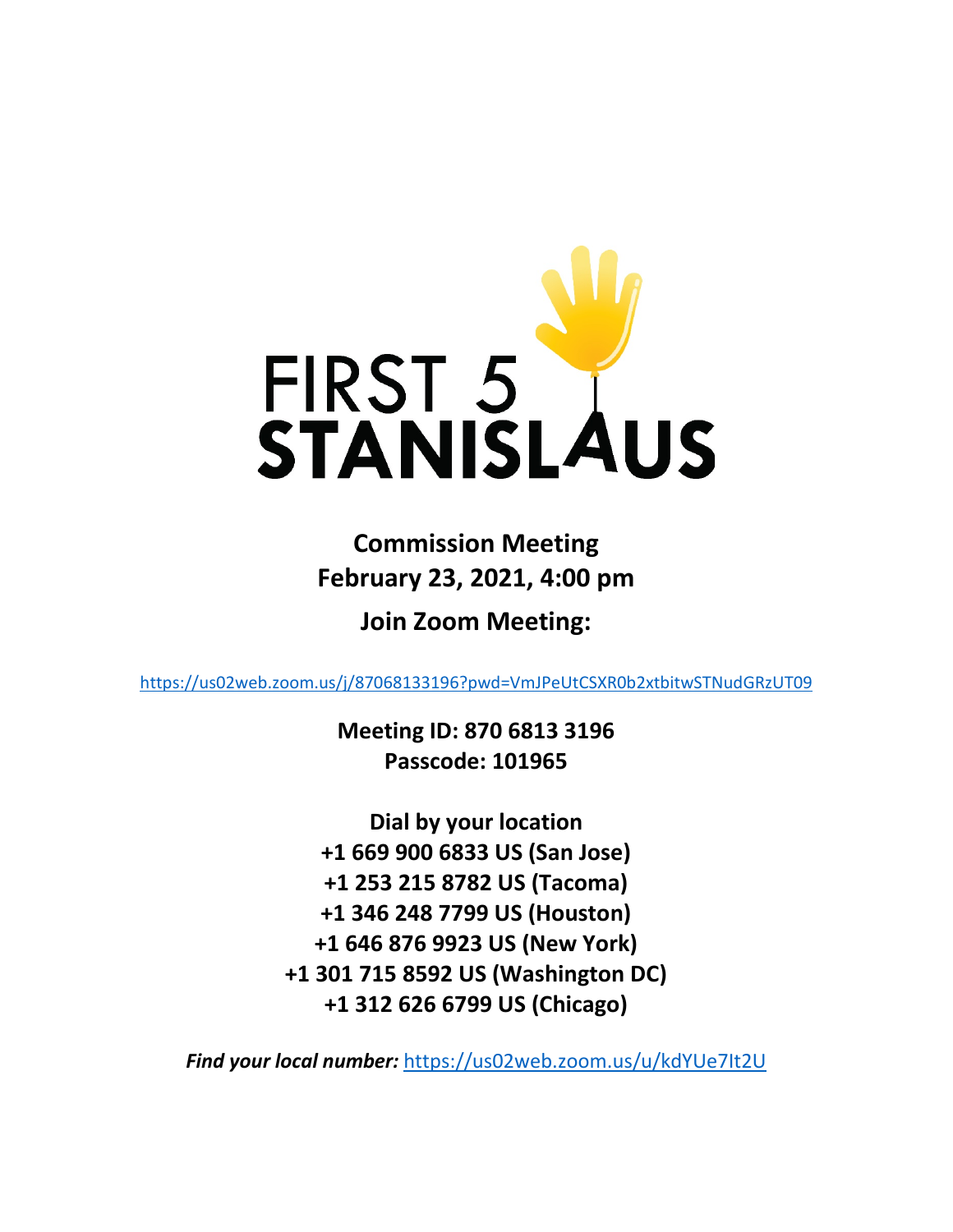# FIRST 5 STANISLAUS

**Commission Meeting**
**February 23, 2021, 4:00 pm**

**Join Zoom Meeting:**

https://us02web.zoom.us/j/87068133196?pwd=VmJPeUtCSXR0b2xtbitwSTNudGRzUT09

**Meeting ID: 870 6813 3196**
**Passcode: 101965**

**Dial by your location**
**+1 669 900 6833 US (San Jose)**
**+1 253 215 8782 US (Tacoma)**
**+1 346 248 7799 US (Houston)**
**+1 646 876 9923 US (New York)**
**+1 301 715 8592 US (Washington DC)**
**+1 312 626 6799 US (Chicago)**

***Find your local number:*** https://us02web.zoom.us/u/kdYUe7It2U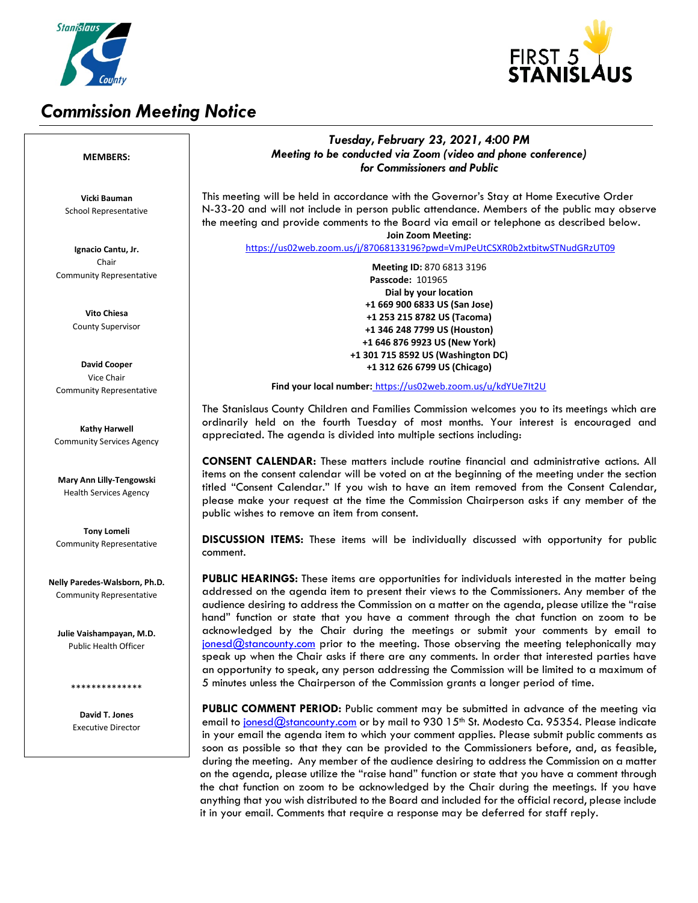# Commission Meeting Notice

**MEMBERS:**

**Vicki Bauman**
School Representative

**Ignacio Cantu, Jr.**
Chair
Community Representative

**Vito Chiesa**
County Supervisor

**David Cooper**
Vice Chair
Community Representative

**Kathy Harwell**
Community Services Agency

**Mary Ann Lilly-Tengowski**
Health Services Agency

**Tony Lomeli**
Community Representative

**Nelly Paredes-Walsborn, Ph.D.**
Community Representative

**Julie Vaishampayan, M.D.**
Public Health Officer

\*\*\*\*\*\*\*\*\*\*\*\*\*\*

**David T. Jones**
Executive Director

***Tuesday, February 23, 2021, 4:00 PM***
***Meeting to be conducted via Zoom (video and phone conference) for Commissioners and Public***

This meeting will be held in accordance with the Governor's Stay at Home Executive Order N-33-20 and will not include in person public attendance. Members of the public may observe the meeting and provide comments to the Board via email or telephone as described below.

**Join Zoom Meeting:**
https://us02web.zoom.us/j/87068133196?pwd=VmJPeUtCSXR0b2xtbitwSTNudGRzUT09

**Meeting ID:** 870 6813 3196
**Passcode:** 101965
**Dial by your location**
**+1 669 900 6833 US (San Jose)**
**+1 253 215 8782 US (Tacoma)**
**+1 346 248 7799 US (Houston)**
**+1 646 876 9923 US (New York)**
**+1 301 715 8592 US (Washington DC)**
**+1 312 626 6799 US (Chicago)**

**Find your local number:** https://us02web.zoom.us/u/kdYUe7It2U

The Stanislaus County Children and Families Commission welcomes you to its meetings which are ordinarily held on the fourth Tuesday of most months. Your interest is encouraged and appreciated. The agenda is divided into multiple sections including:

**CONSENT CALENDAR:** These matters include routine financial and administrative actions. All items on the consent calendar will be voted on at the beginning of the meeting under the section titled "Consent Calendar." If you wish to have an item removed from the Consent Calendar, please make your request at the time the Commission Chairperson asks if any member of the public wishes to remove an item from consent.

**DISCUSSION ITEMS:** These items will be individually discussed with opportunity for public comment.

**PUBLIC HEARINGS:** These items are opportunities for individuals interested in the matter being addressed on the agenda item to present their views to the Commissioners. Any member of the audience desiring to address the Commission on a matter on the agenda, please utilize the "raise hand" function or state that you have a comment through the chat function on zoom to be acknowledged by the Chair during the meetings or submit your comments by email to jonesd@stancounty.com prior to the meeting. Those observing the meeting telephonically may speak up when the Chair asks if there are any comments. In order that interested parties have an opportunity to speak, any person addressing the Commission will be limited to a maximum of 5 minutes unless the Chairperson of the Commission grants a longer period of time.

**PUBLIC COMMENT PERIOD:** Public comment may be submitted in advance of the meeting via email to jonesd@stancounty.com or by mail to 930 15th St. Modesto Ca. 95354. Please indicate in your email the agenda item to which your comment applies. Please submit public comments as soon as possible so that they can be provided to the Commissioners before, and, as feasible, during the meeting. Any member of the audience desiring to address the Commission on a matter on the agenda, please utilize the "raise hand" function or state that you have a comment through the chat function on zoom to be acknowledged by the Chair during the meetings. If you have anything that you wish distributed to the Board and included for the official record, please include it in your email. Comments that require a response may be deferred for staff reply.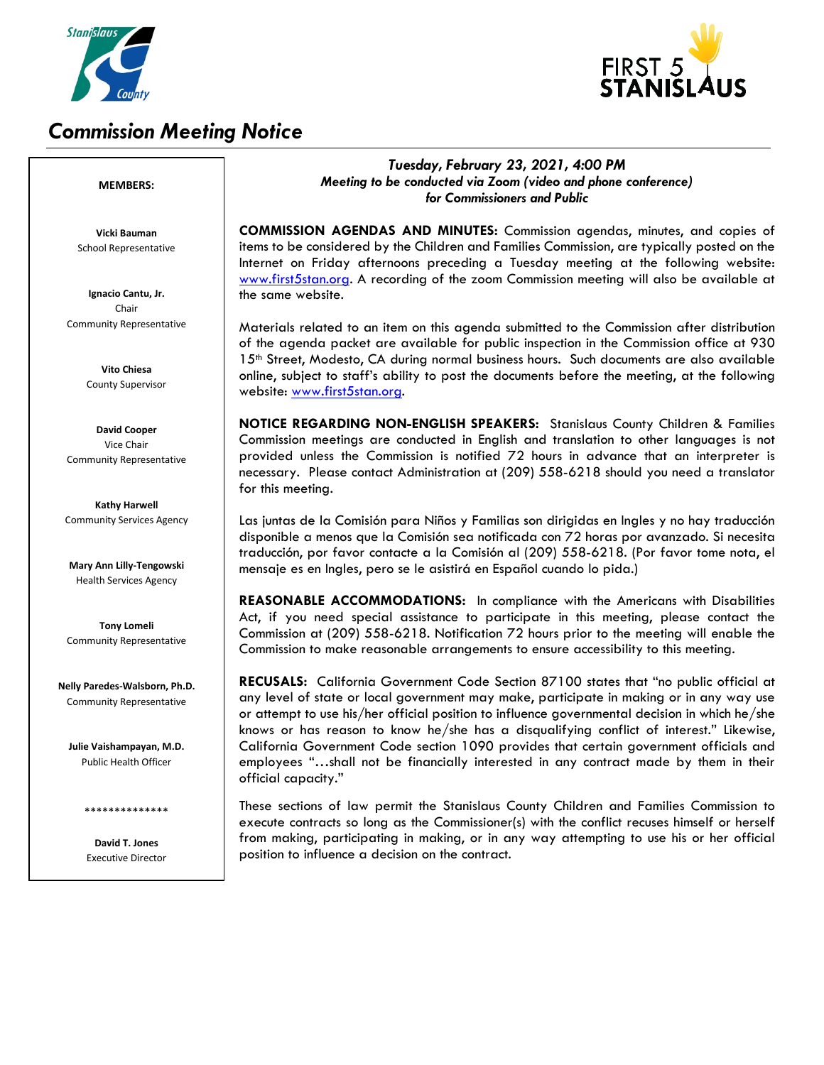# Commission Meeting Notice

**MEMBERS:**

**Vicki Bauman**
School Representative

**Ignacio Cantu, Jr.**
Chair
Community Representative

**Vito Chiesa**
County Supervisor

**David Cooper**
Vice Chair
Community Representative

**Kathy Harwell**
Community Services Agency

**Mary Ann Lilly-Tengowski**
Health Services Agency

**Tony Lomeli**
Community Representative

**Nelly Paredes-Walsborn, Ph.D.**
Community Representative

**Julie Vaishampayan, M.D.**
Public Health Officer

**************

**David T. Jones**
Executive Director

***Tuesday, February 23, 2021, 4:00 PM***
***Meeting to be conducted via Zoom (video and phone conference) for Commissioners and Public***

**COMMISSION AGENDAS AND MINUTES:** Commission agendas, minutes, and copies of items to be considered by the Children and Families Commission, are typically posted on the Internet on Friday afternoons preceding a Tuesday meeting at the following website: www.first5stan.org. A recording of the zoom Commission meeting will also be available at the same website.

Materials related to an item on this agenda submitted to the Commission after distribution of the agenda packet are available for public inspection in the Commission office at 930 15th Street, Modesto, CA during normal business hours. Such documents are also available online, subject to staff's ability to post the documents before the meeting, at the following website: www.first5stan.org.

**NOTICE REGARDING NON-ENGLISH SPEAKERS:** Stanislaus County Children & Families Commission meetings are conducted in English and translation to other languages is not provided unless the Commission is notified 72 hours in advance that an interpreter is necessary. Please contact Administration at (209) 558-6218 should you need a translator for this meeting.

Las juntas de la Comisión para Niños y Familias son dirigidas en Ingles y no hay traducción disponible a menos que la Comisión sea notificada con 72 horas por avanzado. Si necesita traducción, por favor contacte a la Comisión al (209) 558-6218. (Por favor tome nota, el mensaje es en Ingles, pero se le asistirá en Español cuando lo pida.)

**REASONABLE ACCOMMODATIONS:** In compliance with the Americans with Disabilities Act, if you need special assistance to participate in this meeting, please contact the Commission at (209) 558-6218. Notification 72 hours prior to the meeting will enable the Commission to make reasonable arrangements to ensure accessibility to this meeting.

**RECUSALS:** California Government Code Section 87100 states that "no public official at any level of state or local government may make, participate in making or in any way use or attempt to use his/her official position to influence governmental decision in which he/she knows or has reason to know he/she has a disqualifying conflict of interest." Likewise, California Government Code section 1090 provides that certain government officials and employees "…shall not be financially interested in any contract made by them in their official capacity."

These sections of law permit the Stanislaus County Children and Families Commission to execute contracts so long as the Commissioner(s) with the conflict recuses himself or herself from making, participating in making, or in any way attempting to use his or her official position to influence a decision on the contract.